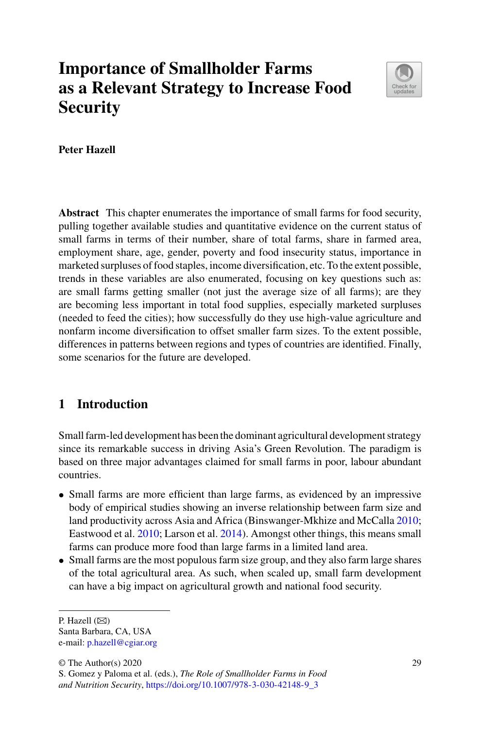# Importance of Smallholder Farms as a Relevant Strategy to Increase Food Security

**Peter Hazell**

**Abstract** This chapter enumerates the importance of small farms for food security, pulling together available studies and quantitative evidence on the current status of small farms in terms of their number, share of total farms, share in farmed area, employment share, age, gender, poverty and food insecurity status, importance in marketed surpluses of food staples, income diversification, etc. To the extent possible, trends in these variables are also enumerated, focusing on key questions such as: are small farms getting smaller (not just the average size of all farms); are they are becoming less important in total food supplies, especially marketed surpluses (needed to feed the cities); how successfully do they use high-value agriculture and nonfarm income diversification to offset smaller farm sizes. To the extent possible, differences in patterns between regions and types of countries are identified. Finally, some scenarios for the future are developed.

## 1 Introduction

Small farm-led development has been the dominant agricultural development strategy since its remarkable success in driving Asia's Green Revolution. The paradigm is based on three major advantages claimed for small farms in poor, labour abundant countries.

- Small farms are more efficient than large farms, as evidenced by an impressive body of empirical studies showing an inverse relationship between farm size and land productivity across Asia and Africa (Binswanger-Mkhize and McCalla 2010; Eastwood et al. 2010; Larson et al. 2014). Amongst other things, this means small farms can produce more food than large farms in a limited land area.
- Small farms are the most populous farm size group, and they also farm large shares of the total agricultural area. As such, when scaled up, small farm development can have a big impact on agricultural growth and national food security.

P. Hazell (✉)
Santa Barbara, CA, USA
e-mail: p.hazell@cgiar.org

© The Author(s) 2020
S. Gomez y Paloma et al. (eds.), *The Role of Smallholder Farms in Food and Nutrition Security*, https://doi.org/10.1007/978-3-030-42148-9_3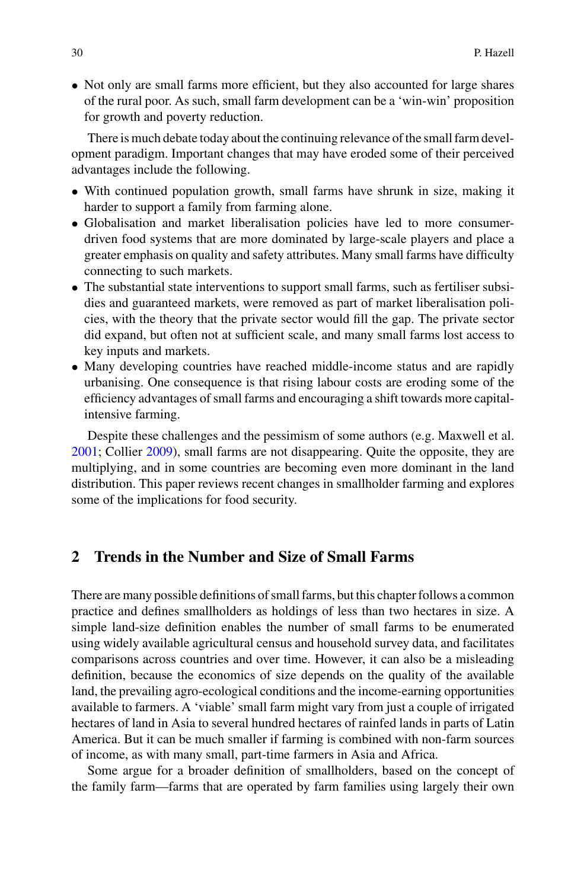- Not only are small farms more efficient, but they also accounted for large shares of the rural poor. As such, small farm development can be a 'win-win' proposition for growth and poverty reduction.

There is much debate today about the continuing relevance of the small farm development paradigm. Important changes that may have eroded some of their perceived advantages include the following.

- With continued population growth, small farms have shrunk in size, making it harder to support a family from farming alone.
- Globalisation and market liberalisation policies have led to more consumer-driven food systems that are more dominated by large-scale players and place a greater emphasis on quality and safety attributes. Many small farms have difficulty connecting to such markets.
- The substantial state interventions to support small farms, such as fertiliser subsidies and guaranteed markets, were removed as part of market liberalisation policies, with the theory that the private sector would fill the gap. The private sector did expand, but often not at sufficient scale, and many small farms lost access to key inputs and markets.
- Many developing countries have reached middle-income status and are rapidly urbanising. One consequence is that rising labour costs are eroding some of the efficiency advantages of small farms and encouraging a shift towards more capital-intensive farming.

Despite these challenges and the pessimism of some authors (e.g. Maxwell et al. 2001; Collier 2009), small farms are not disappearing. Quite the opposite, they are multiplying, and in some countries are becoming even more dominant in the land distribution. This paper reviews recent changes in smallholder farming and explores some of the implications for food security.

## 2 Trends in the Number and Size of Small Farms

There are many possible definitions of small farms, but this chapter follows a common practice and defines smallholders as holdings of less than two hectares in size. A simple land-size definition enables the number of small farms to be enumerated using widely available agricultural census and household survey data, and facilitates comparisons across countries and over time. However, it can also be a misleading definition, because the economics of size depends on the quality of the available land, the prevailing agro-ecological conditions and the income-earning opportunities available to farmers. A 'viable' small farm might vary from just a couple of irrigated hectares of land in Asia to several hundred hectares of rainfed lands in parts of Latin America. But it can be much smaller if farming is combined with non-farm sources of income, as with many small, part-time farmers in Asia and Africa.

Some argue for a broader definition of smallholders, based on the concept of the family farm—farms that are operated by farm families using largely their own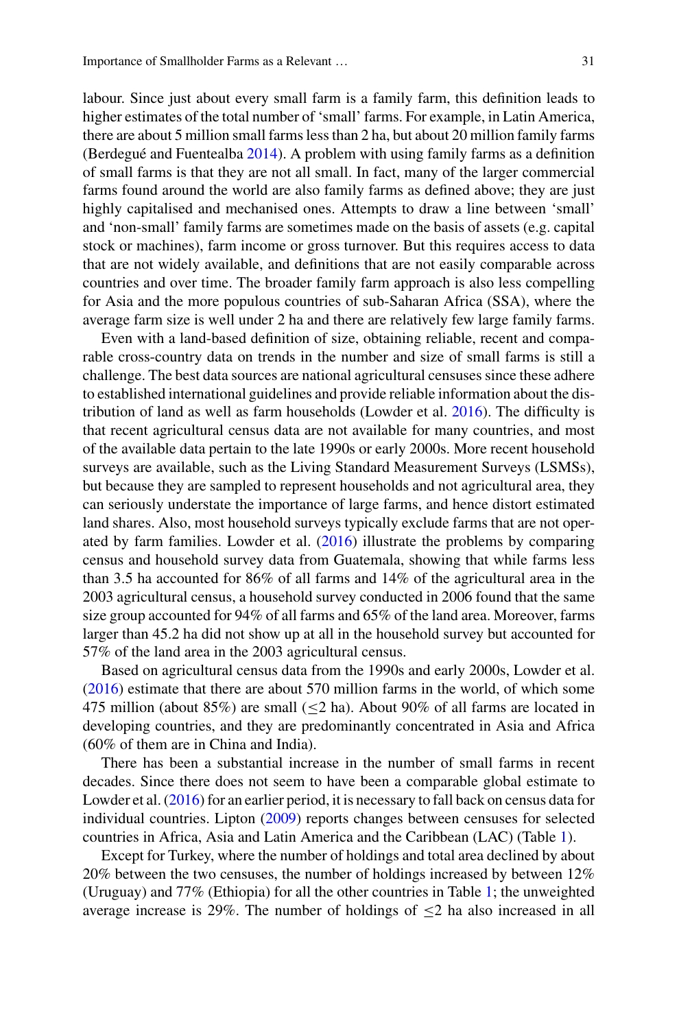labour. Since just about every small farm is a family farm, this definition leads to higher estimates of the total number of 'small' farms. For example, in Latin America, there are about 5 million small farms less than 2 ha, but about 20 million family farms (Berdegué and Fuentealba 2014). A problem with using family farms as a definition of small farms is that they are not all small. In fact, many of the larger commercial farms found around the world are also family farms as defined above; they are just highly capitalised and mechanised ones. Attempts to draw a line between 'small' and 'non-small' family farms are sometimes made on the basis of assets (e.g. capital stock or machines), farm income or gross turnover. But this requires access to data that are not widely available, and definitions that are not easily comparable across countries and over time. The broader family farm approach is also less compelling for Asia and the more populous countries of sub-Saharan Africa (SSA), where the average farm size is well under 2 ha and there are relatively few large family farms.

Even with a land-based definition of size, obtaining reliable, recent and comparable cross-country data on trends in the number and size of small farms is still a challenge. The best data sources are national agricultural censuses since these adhere to established international guidelines and provide reliable information about the distribution of land as well as farm households (Lowder et al. 2016). The difficulty is that recent agricultural census data are not available for many countries, and most of the available data pertain to the late 1990s or early 2000s. More recent household surveys are available, such as the Living Standard Measurement Surveys (LSMSs), but because they are sampled to represent households and not agricultural area, they can seriously understate the importance of large farms, and hence distort estimated land shares. Also, most household surveys typically exclude farms that are not operated by farm families. Lowder et al. (2016) illustrate the problems by comparing census and household survey data from Guatemala, showing that while farms less than 3.5 ha accounted for 86% of all farms and 14% of the agricultural area in the 2003 agricultural census, a household survey conducted in 2006 found that the same size group accounted for 94% of all farms and 65% of the land area. Moreover, farms larger than 45.2 ha did not show up at all in the household survey but accounted for 57% of the land area in the 2003 agricultural census.

Based on agricultural census data from the 1990s and early 2000s, Lowder et al. (2016) estimate that there are about 570 million farms in the world, of which some 475 million (about 85%) are small ($\leq$2 ha). About 90% of all farms are located in developing countries, and they are predominantly concentrated in Asia and Africa (60% of them are in China and India).

There has been a substantial increase in the number of small farms in recent decades. Since there does not seem to have been a comparable global estimate to Lowder et al. (2016) for an earlier period, it is necessary to fall back on census data for individual countries. Lipton (2009) reports changes between censuses for selected countries in Africa, Asia and Latin America and the Caribbean (LAC) (Table 1).

Except for Turkey, where the number of holdings and total area declined by about 20% between the two censuses, the number of holdings increased by between 12% (Uruguay) and 77% (Ethiopia) for all the other countries in Table 1; the unweighted average increase is 29%. The number of holdings of $\leq$2 ha also increased in all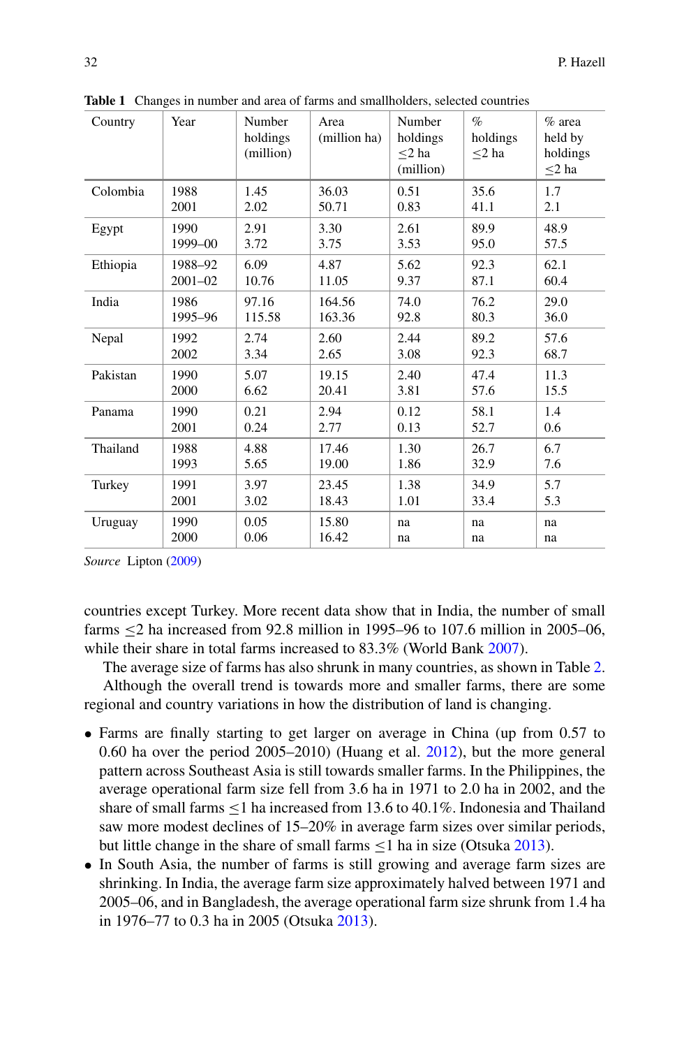**Table 1** Changes in number and area of farms and smallholders, selected countries

| Country | Year | Number holdings (million) | Area (million ha) | Number holdings ≤2 ha (million) | % holdings ≤2 ha | % area held by holdings ≤2 ha |
|---|---|---|---|---|---|---|
| Colombia | 1988 | 1.45 | 36.03 | 0.51 | 35.6 | 1.7 |
| | 2001 | 2.02 | 50.71 | 0.83 | 41.1 | 2.1 |
| Egypt | 1990 | 2.91 | 3.30 | 2.61 | 89.9 | 48.9 |
| | 1999–00 | 3.72 | 3.75 | 3.53 | 95.0 | 57.5 |
| Ethiopia | 1988–92 | 6.09 | 4.87 | 5.62 | 92.3 | 62.1 |
| | 2001–02 | 10.76 | 11.05 | 9.37 | 87.1 | 60.4 |
| India | 1986 | 97.16 | 164.56 | 74.0 | 76.2 | 29.0 |
| | 1995–96 | 115.58 | 163.36 | 92.8 | 80.3 | 36.0 |
| Nepal | 1992 | 2.74 | 2.60 | 2.44 | 89.2 | 57.6 |
| | 2002 | 3.34 | 2.65 | 3.08 | 92.3 | 68.7 |
| Pakistan | 1990 | 5.07 | 19.15 | 2.40 | 47.4 | 11.3 |
| | 2000 | 6.62 | 20.41 | 3.81 | 57.6 | 15.5 |
| Panama | 1990 | 0.21 | 2.94 | 0.12 | 58.1 | 1.4 |
| | 2001 | 0.24 | 2.77 | 0.13 | 52.7 | 0.6 |
| Thailand | 1988 | 4.88 | 17.46 | 1.30 | 26.7 | 6.7 |
| | 1993 | 5.65 | 19.00 | 1.86 | 32.9 | 7.6 |
| Turkey | 1991 | 3.97 | 23.45 | 1.38 | 34.9 | 5.7 |
| | 2001 | 3.02 | 18.43 | 1.01 | 33.4 | 5.3 |
| Uruguay | 1990 | 0.05 | 15.80 | na | na | na |
| | 2000 | 0.06 | 16.42 | na | na | na |

*Source* Lipton (2009)

countries except Turkey. More recent data show that in India, the number of small farms ≤2 ha increased from 92.8 million in 1995–96 to 107.6 million in 2005–06, while their share in total farms increased to 83.3% (World Bank 2007).

The average size of farms has also shrunk in many countries, as shown in Table 2.

Although the overall trend is towards more and smaller farms, there are some regional and country variations in how the distribution of land is changing.

- Farms are finally starting to get larger on average in China (up from 0.57 to 0.60 ha over the period 2005–2010) (Huang et al. 2012), but the more general pattern across Southeast Asia is still towards smaller farms. In the Philippines, the average operational farm size fell from 3.6 ha in 1971 to 2.0 ha in 2002, and the share of small farms ≤1 ha increased from 13.6 to 40.1%. Indonesia and Thailand saw more modest declines of 15–20% in average farm sizes over similar periods, but little change in the share of small farms ≤1 ha in size (Otsuka 2013).
- In South Asia, the number of farms is still growing and average farm sizes are shrinking. In India, the average farm size approximately halved between 1971 and 2005–06, and in Bangladesh, the average operational farm size shrunk from 1.4 ha in 1976–77 to 0.3 ha in 2005 (Otsuka 2013).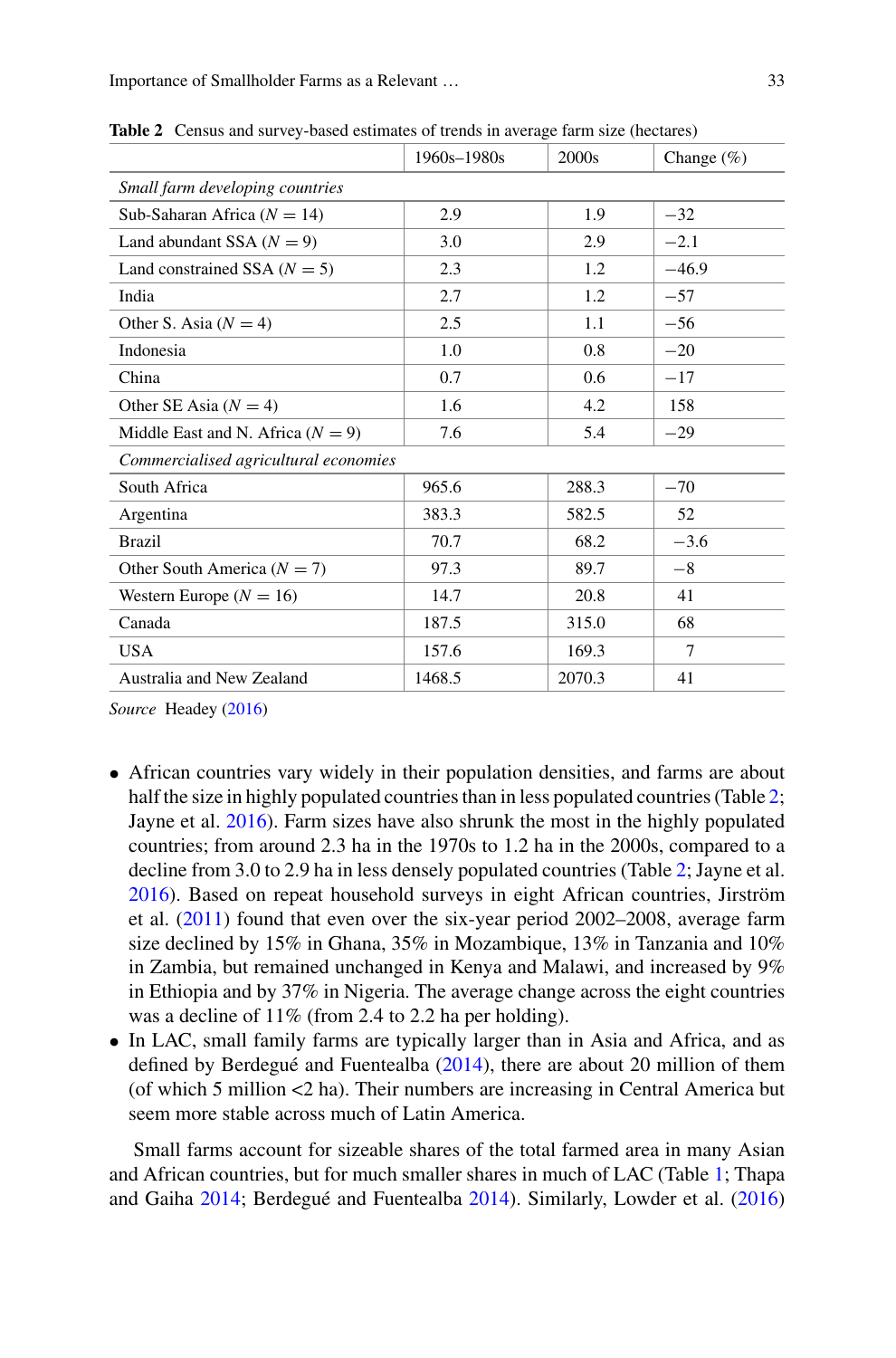**Table 2** Census and survey-based estimates of trends in average farm size (hectares)

| | 1960s–1980s | 2000s | Change (%) |
|---|---|---|---|
| *Small farm developing countries* | | | |
| Sub-Saharan Africa ($N = 14$) | 2.9 | 1.9 | −32 |
| Land abundant SSA ($N = 9$) | 3.0 | 2.9 | −2.1 |
| Land constrained SSA ($N = 5$) | 2.3 | 1.2 | −46.9 |
| India | 2.7 | 1.2 | −57 |
| Other S. Asia ($N = 4$) | 2.5 | 1.1 | −56 |
| Indonesia | 1.0 | 0.8 | −20 |
| China | 0.7 | 0.6 | −17 |
| Other SE Asia ($N = 4$) | 1.6 | 4.2 | 158 |
| Middle East and N. Africa ($N = 9$) | 7.6 | 5.4 | −29 |
| *Commercialised agricultural economies* | | | |
| South Africa | 965.6 | 288.3 | −70 |
| Argentina | 383.3 | 582.5 | 52 |
| Brazil | 70.7 | 68.2 | −3.6 |
| Other South America ($N = 7$) | 97.3 | 89.7 | −8 |
| Western Europe ($N = 16$) | 14.7 | 20.8 | 41 |
| Canada | 187.5 | 315.0 | 68 |
| USA | 157.6 | 169.3 | 7 |
| Australia and New Zealand | 1468.5 | 2070.3 | 41 |

*Source* Headey (2016)

- African countries vary widely in their population densities, and farms are about half the size in highly populated countries than in less populated countries (Table 2; Jayne et al. 2016). Farm sizes have also shrunk the most in the highly populated countries; from around 2.3 ha in the 1970s to 1.2 ha in the 2000s, compared to a decline from 3.0 to 2.9 ha in less densely populated countries (Table 2; Jayne et al. 2016). Based on repeat household surveys in eight African countries, Jirström et al. (2011) found that even over the six-year period 2002–2008, average farm size declined by 15% in Ghana, 35% in Mozambique, 13% in Tanzania and 10% in Zambia, but remained unchanged in Kenya and Malawi, and increased by 9% in Ethiopia and by 37% in Nigeria. The average change across the eight countries was a decline of 11% (from 2.4 to 2.2 ha per holding).
- In LAC, small family farms are typically larger than in Asia and Africa, and as defined by Berdegué and Fuentealba (2014), there are about 20 million of them (of which 5 million <2 ha). Their numbers are increasing in Central America but seem more stable across much of Latin America.

Small farms account for sizeable shares of the total farmed area in many Asian and African countries, but for much smaller shares in much of LAC (Table 1; Thapa and Gaiha 2014; Berdegué and Fuentealba 2014). Similarly, Lowder et al. (2016)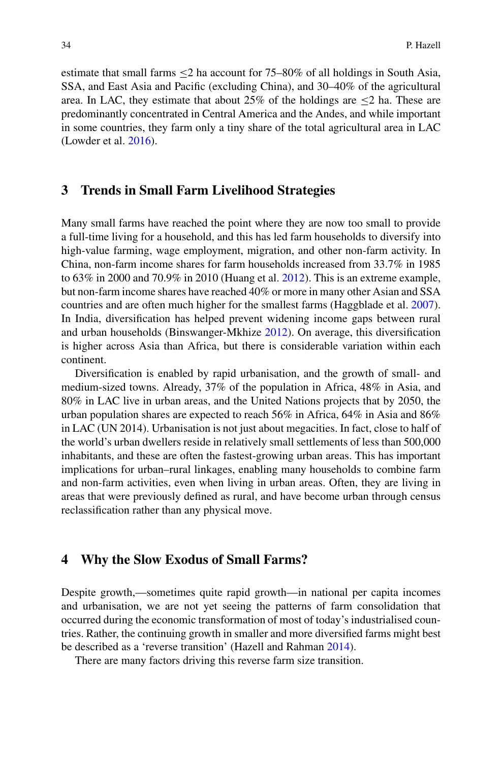estimate that small farms $\leq$2 ha account for 75–80% of all holdings in South Asia, SSA, and East Asia and Pacific (excluding China), and 30–40% of the agricultural area. In LAC, they estimate that about 25% of the holdings are $\leq$2 ha. These are predominantly concentrated in Central America and the Andes, and while important in some countries, they farm only a tiny share of the total agricultural area in LAC (Lowder et al. 2016).

## 3 Trends in Small Farm Livelihood Strategies

Many small farms have reached the point where they are now too small to provide a full-time living for a household, and this has led farm households to diversify into high-value farming, wage employment, migration, and other non-farm activity. In China, non-farm income shares for farm households increased from 33.7% in 1985 to 63% in 2000 and 70.9% in 2010 (Huang et al. 2012). This is an extreme example, but non-farm income shares have reached 40% or more in many other Asian and SSA countries and are often much higher for the smallest farms (Haggblade et al. 2007). In India, diversification has helped prevent widening income gaps between rural and urban households (Binswanger-Mkhize 2012). On average, this diversification is higher across Asia than Africa, but there is considerable variation within each continent.

Diversification is enabled by rapid urbanisation, and the growth of small- and medium-sized towns. Already, 37% of the population in Africa, 48% in Asia, and 80% in LAC live in urban areas, and the United Nations projects that by 2050, the urban population shares are expected to reach 56% in Africa, 64% in Asia and 86% in LAC (UN 2014). Urbanisation is not just about megacities. In fact, close to half of the world's urban dwellers reside in relatively small settlements of less than 500,000 inhabitants, and these are often the fastest-growing urban areas. This has important implications for urban–rural linkages, enabling many households to combine farm and non-farm activities, even when living in urban areas. Often, they are living in areas that were previously defined as rural, and have become urban through census reclassification rather than any physical move.

## 4 Why the Slow Exodus of Small Farms?

Despite growth,—sometimes quite rapid growth—in national per capita incomes and urbanisation, we are not yet seeing the patterns of farm consolidation that occurred during the economic transformation of most of today's industrialised countries. Rather, the continuing growth in smaller and more diversified farms might best be described as a 'reverse transition' (Hazell and Rahman 2014).

There are many factors driving this reverse farm size transition.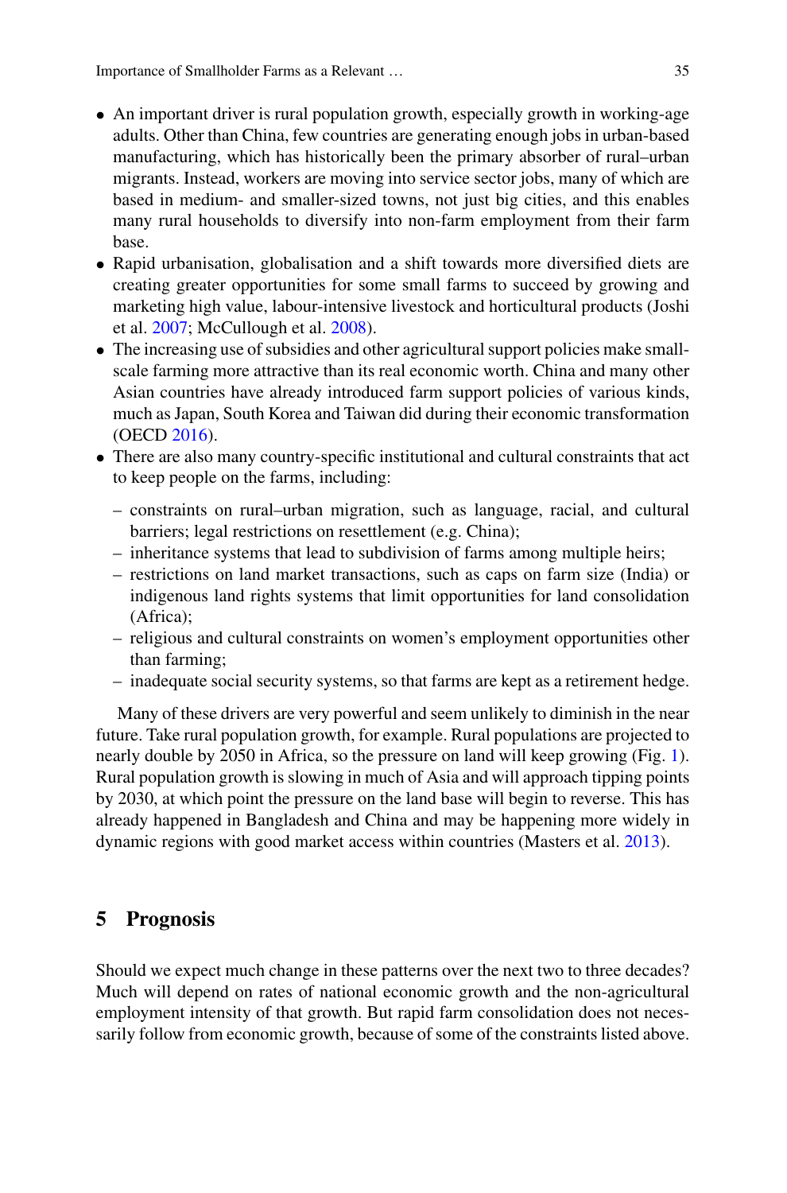- An important driver is rural population growth, especially growth in working-age adults. Other than China, few countries are generating enough jobs in urban-based manufacturing, which has historically been the primary absorber of rural–urban migrants. Instead, workers are moving into service sector jobs, many of which are based in medium- and smaller-sized towns, not just big cities, and this enables many rural households to diversify into non-farm employment from their farm base.
- Rapid urbanisation, globalisation and a shift towards more diversified diets are creating greater opportunities for some small farms to succeed by growing and marketing high value, labour-intensive livestock and horticultural products (Joshi et al. 2007; McCullough et al. 2008).
- The increasing use of subsidies and other agricultural support policies make small-scale farming more attractive than its real economic worth. China and many other Asian countries have already introduced farm support policies of various kinds, much as Japan, South Korea and Taiwan did during their economic transformation (OECD 2016).
- There are also many country-specific institutional and cultural constraints that act to keep people on the farms, including:
  - constraints on rural–urban migration, such as language, racial, and cultural barriers; legal restrictions on resettlement (e.g. China);
  - inheritance systems that lead to subdivision of farms among multiple heirs;
  - restrictions on land market transactions, such as caps on farm size (India) or indigenous land rights systems that limit opportunities for land consolidation (Africa);
  - religious and cultural constraints on women's employment opportunities other than farming;
  - inadequate social security systems, so that farms are kept as a retirement hedge.

Many of these drivers are very powerful and seem unlikely to diminish in the near future. Take rural population growth, for example. Rural populations are projected to nearly double by 2050 in Africa, so the pressure on land will keep growing (Fig. 1). Rural population growth is slowing in much of Asia and will approach tipping points by 2030, at which point the pressure on the land base will begin to reverse. This has already happened in Bangladesh and China and may be happening more widely in dynamic regions with good market access within countries (Masters et al. 2013).

## 5 Prognosis

Should we expect much change in these patterns over the next two to three decades? Much will depend on rates of national economic growth and the non-agricultural employment intensity of that growth. But rapid farm consolidation does not necessarily follow from economic growth, because of some of the constraints listed above.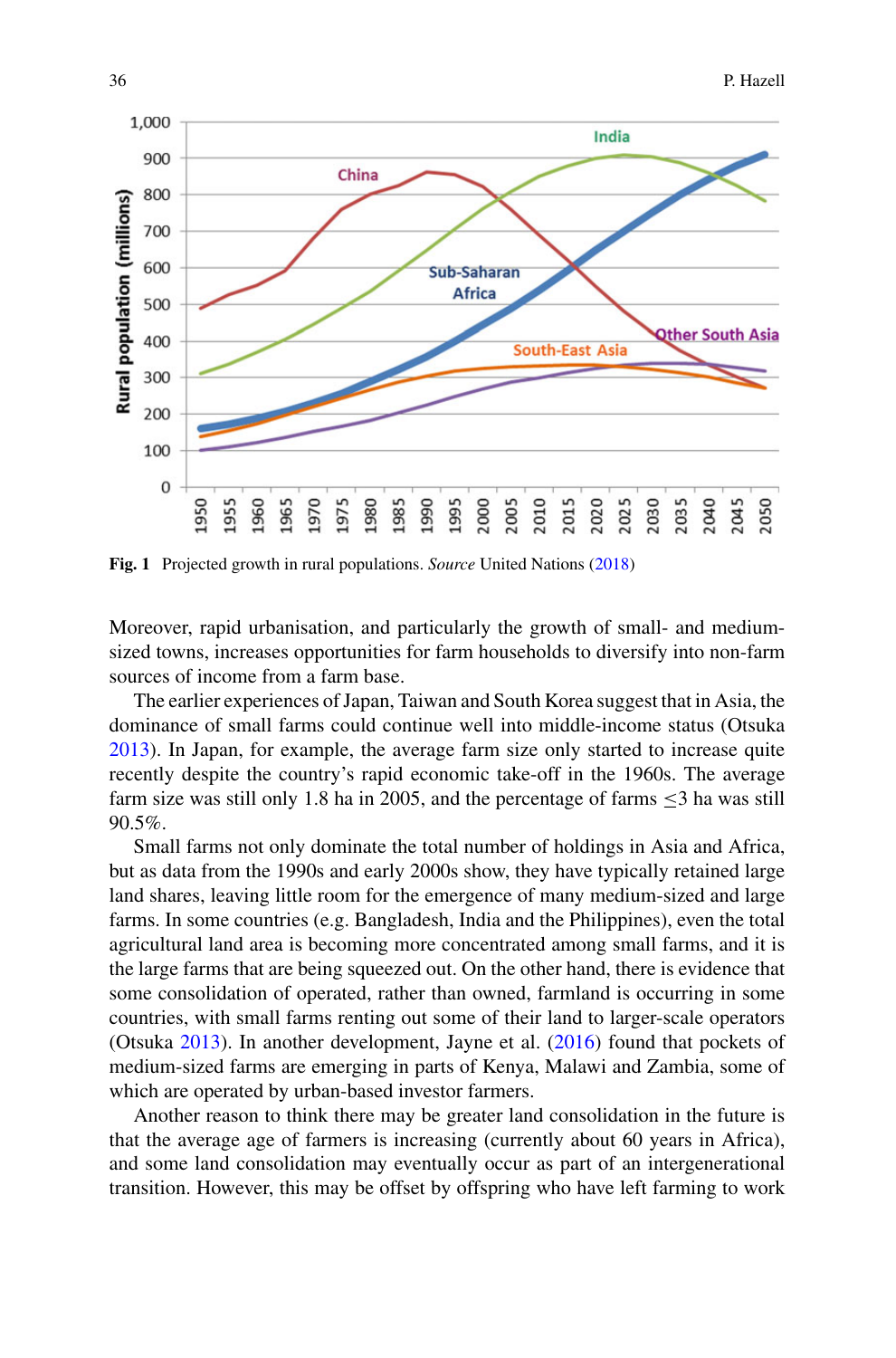Fig. 1 Projected growth in rural populations. *Source* United Nations (2018)

Moreover, rapid urbanisation, and particularly the growth of small- and medium-sized towns, increases opportunities for farm households to diversify into non-farm sources of income from a farm base.

The earlier experiences of Japan, Taiwan and South Korea suggest that in Asia, the dominance of small farms could continue well into middle-income status (Otsuka 2013). In Japan, for example, the average farm size only started to increase quite recently despite the country's rapid economic take-off in the 1960s. The average farm size was still only 1.8 ha in 2005, and the percentage of farms $\leq$3 ha was still 90.5%.

Small farms not only dominate the total number of holdings in Asia and Africa, but as data from the 1990s and early 2000s show, they have typically retained large land shares, leaving little room for the emergence of many medium-sized and large farms. In some countries (e.g. Bangladesh, India and the Philippines), even the total agricultural land area is becoming more concentrated among small farms, and it is the large farms that are being squeezed out. On the other hand, there is evidence that some consolidation of operated, rather than owned, farmland is occurring in some countries, with small farms renting out some of their land to larger-scale operators (Otsuka 2013). In another development, Jayne et al. (2016) found that pockets of medium-sized farms are emerging in parts of Kenya, Malawi and Zambia, some of which are operated by urban-based investor farmers.

Another reason to think there may be greater land consolidation in the future is that the average age of farmers is increasing (currently about 60 years in Africa), and some land consolidation may eventually occur as part of an intergenerational transition. However, this may be offset by offspring who have left farming to work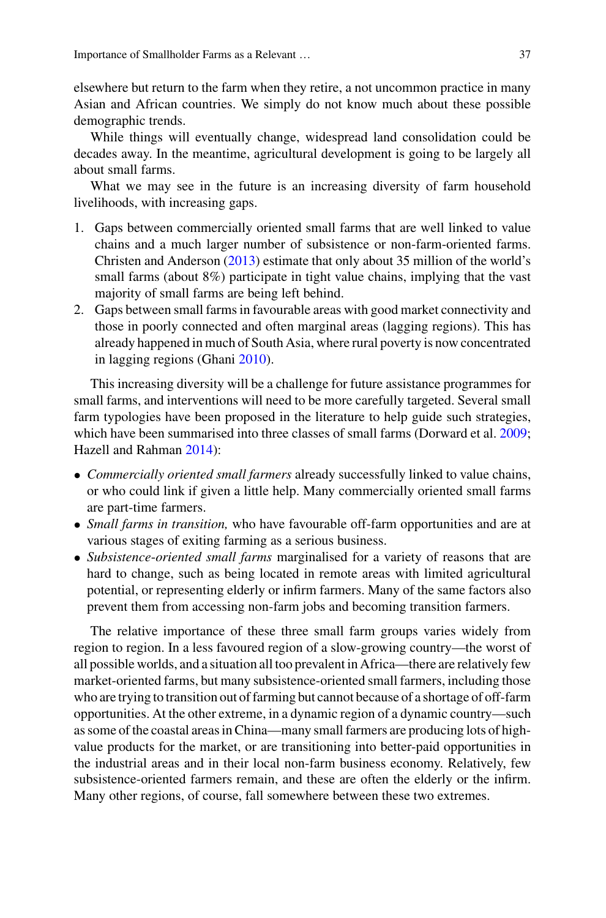elsewhere but return to the farm when they retire, a not uncommon practice in many Asian and African countries. We simply do not know much about these possible demographic trends.

While things will eventually change, widespread land consolidation could be decades away. In the meantime, agricultural development is going to be largely all about small farms.

What we may see in the future is an increasing diversity of farm household livelihoods, with increasing gaps.

1. Gaps between commercially oriented small farms that are well linked to value chains and a much larger number of subsistence or non-farm-oriented farms. Christen and Anderson (2013) estimate that only about 35 million of the world's small farms (about 8%) participate in tight value chains, implying that the vast majority of small farms are being left behind.
2. Gaps between small farms in favourable areas with good market connectivity and those in poorly connected and often marginal areas (lagging regions). This has already happened in much of South Asia, where rural poverty is now concentrated in lagging regions (Ghani 2010).

This increasing diversity will be a challenge for future assistance programmes for small farms, and interventions will need to be more carefully targeted. Several small farm typologies have been proposed in the literature to help guide such strategies, which have been summarised into three classes of small farms (Dorward et al. 2009; Hazell and Rahman 2014):

- *Commercially oriented small farmers* already successfully linked to value chains, or who could link if given a little help. Many commercially oriented small farms are part-time farmers.
- *Small farms in transition,* who have favourable off-farm opportunities and are at various stages of exiting farming as a serious business.
- *Subsistence-oriented small farms* marginalised for a variety of reasons that are hard to change, such as being located in remote areas with limited agricultural potential, or representing elderly or infirm farmers. Many of the same factors also prevent them from accessing non-farm jobs and becoming transition farmers.

The relative importance of these three small farm groups varies widely from region to region. In a less favoured region of a slow-growing country—the worst of all possible worlds, and a situation all too prevalent in Africa—there are relatively few market-oriented farms, but many subsistence-oriented small farmers, including those who are trying to transition out of farming but cannot because of a shortage of off-farm opportunities. At the other extreme, in a dynamic region of a dynamic country—such as some of the coastal areas in China—many small farmers are producing lots of high-value products for the market, or are transitioning into better-paid opportunities in the industrial areas and in their local non-farm business economy. Relatively, few subsistence-oriented farmers remain, and these are often the elderly or the infirm. Many other regions, of course, fall somewhere between these two extremes.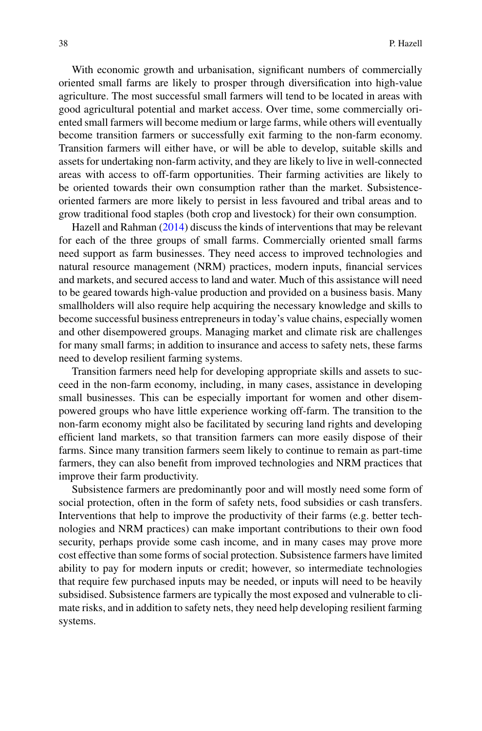With economic growth and urbanisation, significant numbers of commercially oriented small farms are likely to prosper through diversification into high-value agriculture. The most successful small farmers will tend to be located in areas with good agricultural potential and market access. Over time, some commercially oriented small farmers will become medium or large farms, while others will eventually become transition farmers or successfully exit farming to the non-farm economy. Transition farmers will either have, or will be able to develop, suitable skills and assets for undertaking non-farm activity, and they are likely to live in well-connected areas with access to off-farm opportunities. Their farming activities are likely to be oriented towards their own consumption rather than the market. Subsistence-oriented farmers are more likely to persist in less favoured and tribal areas and to grow traditional food staples (both crop and livestock) for their own consumption.

Hazell and Rahman (2014) discuss the kinds of interventions that may be relevant for each of the three groups of small farms. Commercially oriented small farms need support as farm businesses. They need access to improved technologies and natural resource management (NRM) practices, modern inputs, financial services and markets, and secured access to land and water. Much of this assistance will need to be geared towards high-value production and provided on a business basis. Many smallholders will also require help acquiring the necessary knowledge and skills to become successful business entrepreneurs in today's value chains, especially women and other disempowered groups. Managing market and climate risk are challenges for many small farms; in addition to insurance and access to safety nets, these farms need to develop resilient farming systems.

Transition farmers need help for developing appropriate skills and assets to succeed in the non-farm economy, including, in many cases, assistance in developing small businesses. This can be especially important for women and other disempowered groups who have little experience working off-farm. The transition to the non-farm economy might also be facilitated by securing land rights and developing efficient land markets, so that transition farmers can more easily dispose of their farms. Since many transition farmers seem likely to continue to remain as part-time farmers, they can also benefit from improved technologies and NRM practices that improve their farm productivity.

Subsistence farmers are predominantly poor and will mostly need some form of social protection, often in the form of safety nets, food subsidies or cash transfers. Interventions that help to improve the productivity of their farms (e.g. better technologies and NRM practices) can make important contributions to their own food security, perhaps provide some cash income, and in many cases may prove more cost effective than some forms of social protection. Subsistence farmers have limited ability to pay for modern inputs or credit; however, so intermediate technologies that require few purchased inputs may be needed, or inputs will need to be heavily subsidised. Subsistence farmers are typically the most exposed and vulnerable to climate risks, and in addition to safety nets, they need help developing resilient farming systems.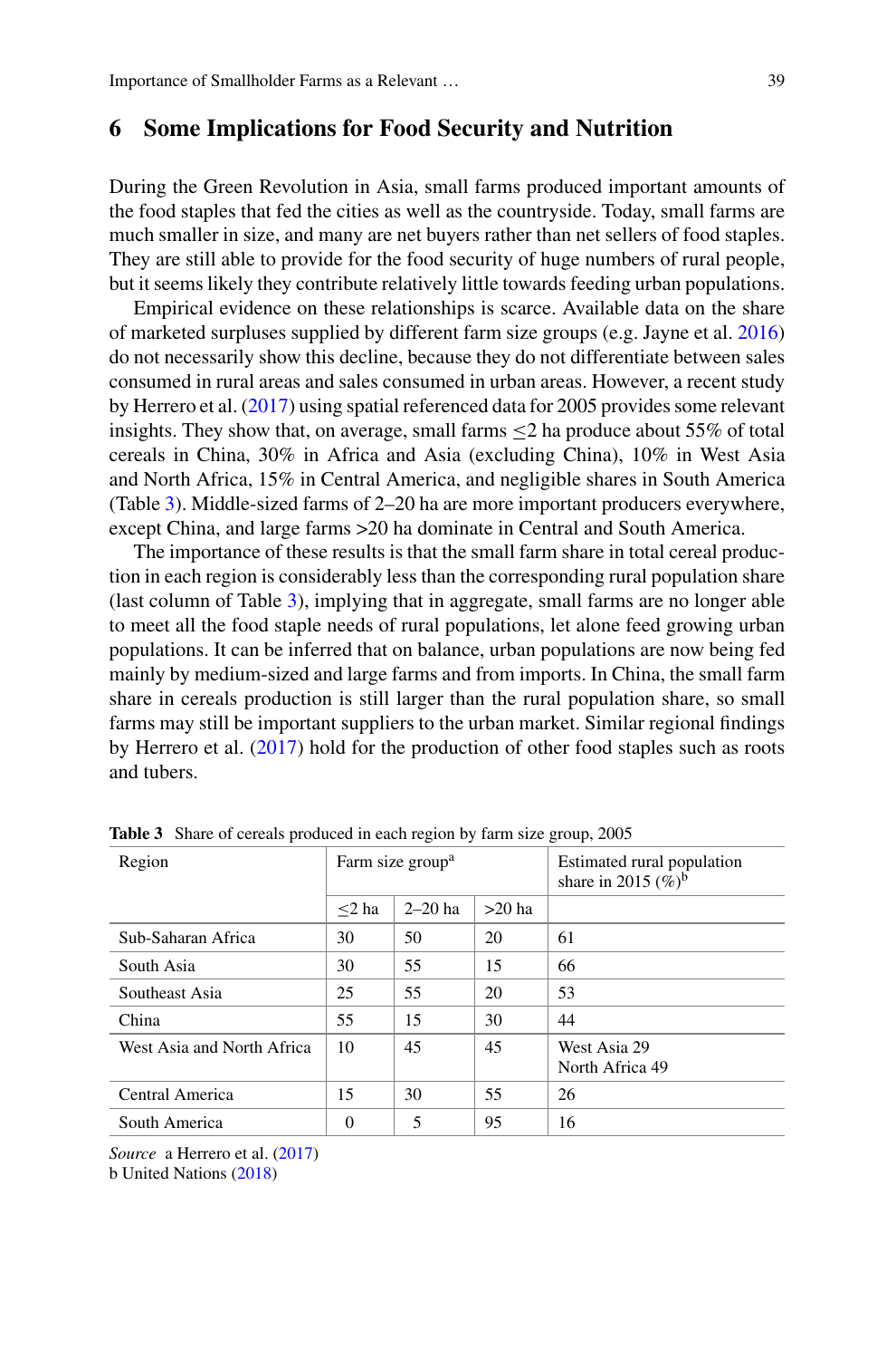## 6 Some Implications for Food Security and Nutrition

During the Green Revolution in Asia, small farms produced important amounts of the food staples that fed the cities as well as the countryside. Today, small farms are much smaller in size, and many are net buyers rather than net sellers of food staples. They are still able to provide for the food security of huge numbers of rural people, but it seems likely they contribute relatively little towards feeding urban populations.

Empirical evidence on these relationships is scarce. Available data on the share of marketed surpluses supplied by different farm size groups (e.g. Jayne et al. 2016) do not necessarily show this decline, because they do not differentiate between sales consumed in rural areas and sales consumed in urban areas. However, a recent study by Herrero et al. (2017) using spatial referenced data for 2005 provides some relevant insights. They show that, on average, small farms ≤2 ha produce about 55% of total cereals in China, 30% in Africa and Asia (excluding China), 10% in West Asia and North Africa, 15% in Central America, and negligible shares in South America (Table 3). Middle-sized farms of 2–20 ha are more important producers everywhere, except China, and large farms >20 ha dominate in Central and South America.

The importance of these results is that the small farm share in total cereal production in each region is considerably less than the corresponding rural population share (last column of Table 3), implying that in aggregate, small farms are no longer able to meet all the food staple needs of rural populations, let alone feed growing urban populations. It can be inferred that on balance, urban populations are now being fed mainly by medium-sized and large farms and from imports. In China, the small farm share in cereals production is still larger than the rural population share, so small farms may still be important suppliers to the urban market. Similar regional findings by Herrero et al. (2017) hold for the production of other food staples such as roots and tubers.

**Table 3** Share of cereals produced in each region by farm size group, 2005

| Region | Farm size group[a] | | | Estimated rural population share in 2015 (%)[b] |
|---|---|---|---|---|
| | ≤2 ha | 2–20 ha | >20 ha | |
| Sub-Saharan Africa | 30 | 50 | 20 | 61 |
| South Asia | 30 | 55 | 15 | 66 |
| Southeast Asia | 25 | 55 | 20 | 53 |
| China | 55 | 15 | 30 | 44 |
| West Asia and North Africa | 10 | 45 | 45 | West Asia 29<br>North Africa 49 |
| Central America | 15 | 30 | 55 | 26 |
| South America | 0 | 5 | 95 | 16 |

*Source* a Herrero et al. (2017)
b United Nations (2018)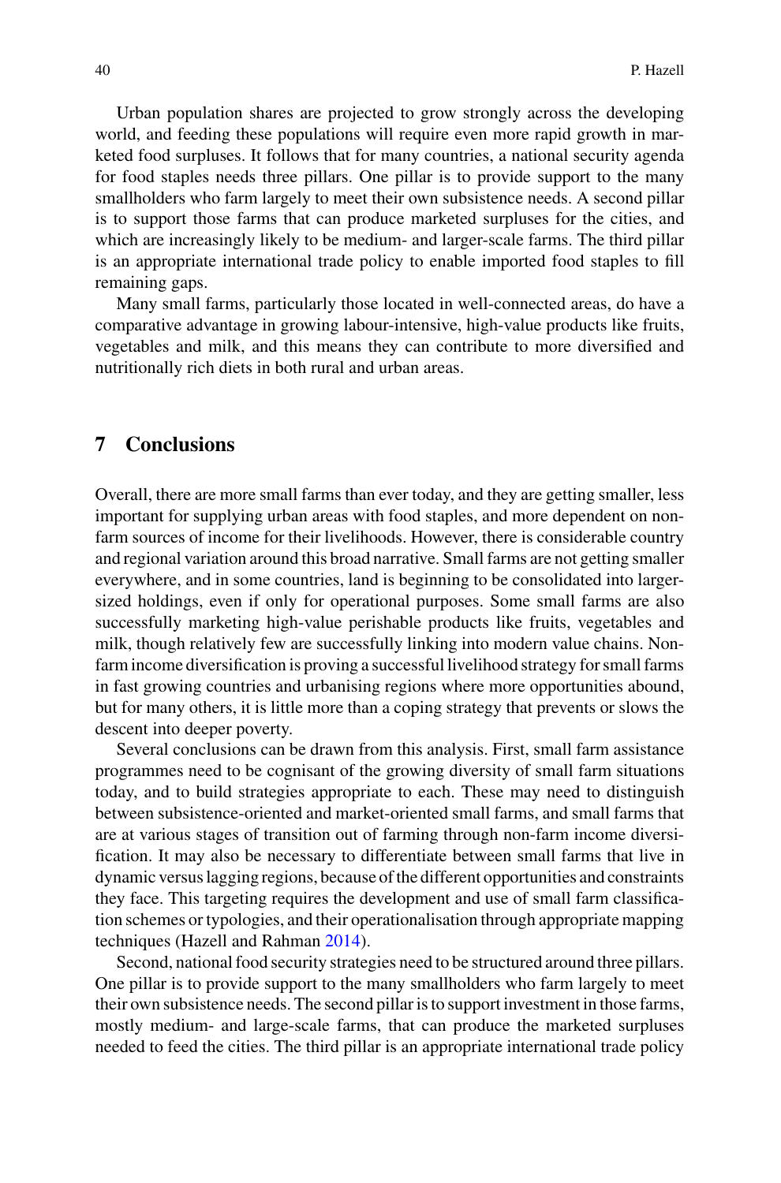Urban population shares are projected to grow strongly across the developing world, and feeding these populations will require even more rapid growth in marketed food surpluses. It follows that for many countries, a national security agenda for food staples needs three pillars. One pillar is to provide support to the many smallholders who farm largely to meet their own subsistence needs. A second pillar is to support those farms that can produce marketed surpluses for the cities, and which are increasingly likely to be medium- and larger-scale farms. The third pillar is an appropriate international trade policy to enable imported food staples to fill remaining gaps.

Many small farms, particularly those located in well-connected areas, do have a comparative advantage in growing labour-intensive, high-value products like fruits, vegetables and milk, and this means they can contribute to more diversified and nutritionally rich diets in both rural and urban areas.

## 7 Conclusions

Overall, there are more small farms than ever today, and they are getting smaller, less important for supplying urban areas with food staples, and more dependent on non-farm sources of income for their livelihoods. However, there is considerable country and regional variation around this broad narrative. Small farms are not getting smaller everywhere, and in some countries, land is beginning to be consolidated into larger-sized holdings, even if only for operational purposes. Some small farms are also successfully marketing high-value perishable products like fruits, vegetables and milk, though relatively few are successfully linking into modern value chains. Non-farm income diversification is proving a successful livelihood strategy for small farms in fast growing countries and urbanising regions where more opportunities abound, but for many others, it is little more than a coping strategy that prevents or slows the descent into deeper poverty.

Several conclusions can be drawn from this analysis. First, small farm assistance programmes need to be cognisant of the growing diversity of small farm situations today, and to build strategies appropriate to each. These may need to distinguish between subsistence-oriented and market-oriented small farms, and small farms that are at various stages of transition out of farming through non-farm income diversification. It may also be necessary to differentiate between small farms that live in dynamic versus lagging regions, because of the different opportunities and constraints they face. This targeting requires the development and use of small farm classification schemes or typologies, and their operationalisation through appropriate mapping techniques (Hazell and Rahman 2014).

Second, national food security strategies need to be structured around three pillars. One pillar is to provide support to the many smallholders who farm largely to meet their own subsistence needs. The second pillar is to support investment in those farms, mostly medium- and large-scale farms, that can produce the marketed surpluses needed to feed the cities. The third pillar is an appropriate international trade policy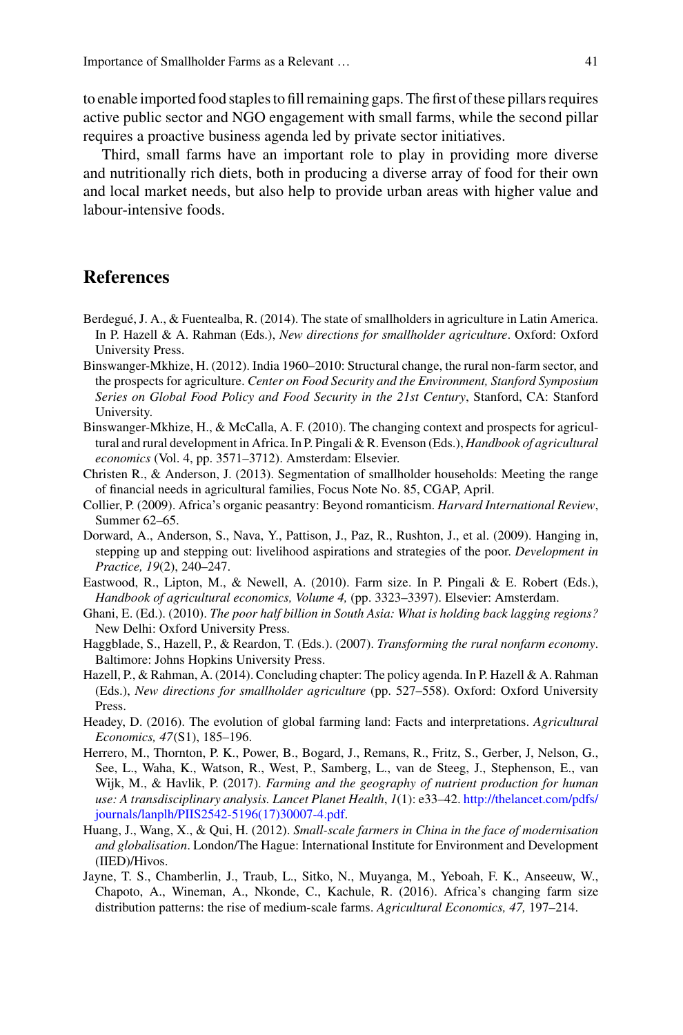to enable imported food staples to fill remaining gaps. The first of these pillars requires active public sector and NGO engagement with small farms, while the second pillar requires a proactive business agenda led by private sector initiatives.

Third, small farms have an important role to play in providing more diverse and nutritionally rich diets, both in producing a diverse array of food for their own and local market needs, but also help to provide urban areas with higher value and labour-intensive foods.

## References

Berdegué, J. A., & Fuentealba, R. (2014). The state of smallholders in agriculture in Latin America. In P. Hazell & A. Rahman (Eds.), *New directions for smallholder agriculture*. Oxford: Oxford University Press.

Binswanger-Mkhize, H. (2012). India 1960–2010: Structural change, the rural non-farm sector, and the prospects for agriculture. *Center on Food Security and the Environment, Stanford Symposium Series on Global Food Policy and Food Security in the 21st Century*, Stanford, CA: Stanford University.

Binswanger-Mkhize, H., & McCalla, A. F. (2010). The changing context and prospects for agricultural and rural development in Africa. In P. Pingali & R. Evenson (Eds.), *Handbook of agricultural economics* (Vol. 4, pp. 3571–3712). Amsterdam: Elsevier.

Christen R., & Anderson, J. (2013). Segmentation of smallholder households: Meeting the range of financial needs in agricultural families, Focus Note No. 85, CGAP, April.

Collier, P. (2009). Africa's organic peasantry: Beyond romanticism. *Harvard International Review*, Summer 62–65.

Dorward, A., Anderson, S., Nava, Y., Pattison, J., Paz, R., Rushton, J., et al. (2009). Hanging in, stepping up and stepping out: livelihood aspirations and strategies of the poor. *Development in Practice, 19*(2), 240–247.

Eastwood, R., Lipton, M., & Newell, A. (2010). Farm size. In P. Pingali & E. Robert (Eds.), *Handbook of agricultural economics, Volume 4,* (pp. 3323–3397). Elsevier: Amsterdam.

Ghani, E. (Ed.). (2010). *The poor half billion in South Asia: What is holding back lagging regions?* New Delhi: Oxford University Press.

Haggblade, S., Hazell, P., & Reardon, T. (Eds.). (2007). *Transforming the rural nonfarm economy*. Baltimore: Johns Hopkins University Press.

Hazell, P., & Rahman, A. (2014). Concluding chapter: The policy agenda. In P. Hazell & A. Rahman (Eds.), *New directions for smallholder agriculture* (pp. 527–558). Oxford: Oxford University Press.

Headey, D. (2016). The evolution of global farming land: Facts and interpretations. *Agricultural Economics, 47*(S1), 185–196.

Herrero, M., Thornton, P. K., Power, B., Bogard, J., Remans, R., Fritz, S., Gerber, J, Nelson, G., See, L., Waha, K., Watson, R., West, P., Samberg, L., van de Steeg, J., Stephenson, E., van Wijk, M., & Havlik, P. (2017). *Farming and the geography of nutrient production for human use: A transdisciplinary analysis. Lancet Planet Health*, *1*(1): e33–42. http://thelancet.com/pdfs/journals/lanplh/PIIS2542-5196(17)30007-4.pdf.

Huang, J., Wang, X., & Qui, H. (2012). *Small-scale farmers in China in the face of modernisation and globalisation*. London/The Hague: International Institute for Environment and Development (IIED)/Hivos.

Jayne, T. S., Chamberlin, J., Traub, L., Sitko, N., Muyanga, M., Yeboah, F. K., Anseeuw, W., Chapoto, A., Wineman, A., Nkonde, C., Kachule, R. (2016). Africa's changing farm size distribution patterns: the rise of medium-scale farms. *Agricultural Economics, 47,* 197–214.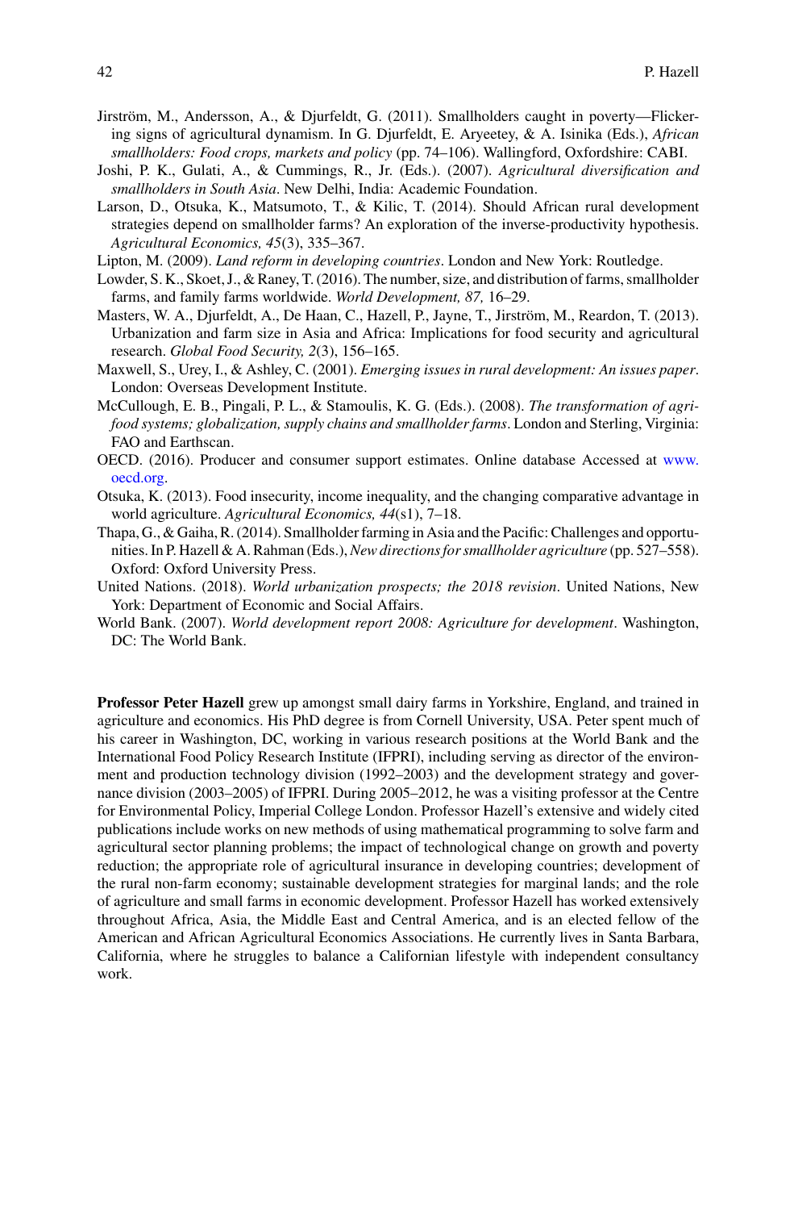Jirström, M., Andersson, A., & Djurfeldt, G. (2011). Smallholders caught in poverty—Flickering signs of agricultural dynamism. In G. Djurfeldt, E. Aryeetey, & A. Isinika (Eds.), *African smallholders: Food crops, markets and policy* (pp. 74–106). Wallingford, Oxfordshire: CABI.

Joshi, P. K., Gulati, A., & Cummings, R., Jr. (Eds.). (2007). *Agricultural diversification and smallholders in South Asia*. New Delhi, India: Academic Foundation.

Larson, D., Otsuka, K., Matsumoto, T., & Kilic, T. (2014). Should African rural development strategies depend on smallholder farms? An exploration of the inverse-productivity hypothesis. *Agricultural Economics, 45*(3), 335–367.

Lipton, M. (2009). *Land reform in developing countries*. London and New York: Routledge.

Lowder, S. K., Skoet, J., & Raney, T. (2016). The number, size, and distribution of farms, smallholder farms, and family farms worldwide. *World Development, 87,* 16–29.

Masters, W. A., Djurfeldt, A., De Haan, C., Hazell, P., Jayne, T., Jirström, M., Reardon, T. (2013). Urbanization and farm size in Asia and Africa: Implications for food security and agricultural research. *Global Food Security, 2*(3), 156–165.

Maxwell, S., Urey, I., & Ashley, C. (2001). *Emerging issues in rural development: An issues paper*. London: Overseas Development Institute.

McCullough, E. B., Pingali, P. L., & Stamoulis, K. G. (Eds.). (2008). *The transformation of agri-food systems; globalization, supply chains and smallholder farms*. London and Sterling, Virginia: FAO and Earthscan.

OECD. (2016). Producer and consumer support estimates. Online database Accessed at www.oecd.org.

Otsuka, K. (2013). Food insecurity, income inequality, and the changing comparative advantage in world agriculture. *Agricultural Economics, 44*(s1), 7–18.

Thapa, G., & Gaiha, R. (2014). Smallholder farming in Asia and the Pacific: Challenges and opportunities. In P. Hazell & A. Rahman (Eds.), *New directions for smallholder agriculture* (pp. 527–558). Oxford: Oxford University Press.

United Nations. (2018). *World urbanization prospects; the 2018 revision*. United Nations, New York: Department of Economic and Social Affairs.

World Bank. (2007). *World development report 2008: Agriculture for development*. Washington, DC: The World Bank.

**Professor Peter Hazell** grew up amongst small dairy farms in Yorkshire, England, and trained in agriculture and economics. His PhD degree is from Cornell University, USA. Peter spent much of his career in Washington, DC, working in various research positions at the World Bank and the International Food Policy Research Institute (IFPRI), including serving as director of the environment and production technology division (1992–2003) and the development strategy and governance division (2003–2005) of IFPRI. During 2005–2012, he was a visiting professor at the Centre for Environmental Policy, Imperial College London. Professor Hazell's extensive and widely cited publications include works on new methods of using mathematical programming to solve farm and agricultural sector planning problems; the impact of technological change on growth and poverty reduction; the appropriate role of agricultural insurance in developing countries; development of the rural non-farm economy; sustainable development strategies for marginal lands; and the role of agriculture and small farms in economic development. Professor Hazell has worked extensively throughout Africa, Asia, the Middle East and Central America, and is an elected fellow of the American and African Agricultural Economics Associations. He currently lives in Santa Barbara, California, where he struggles to balance a Californian lifestyle with independent consultancy work.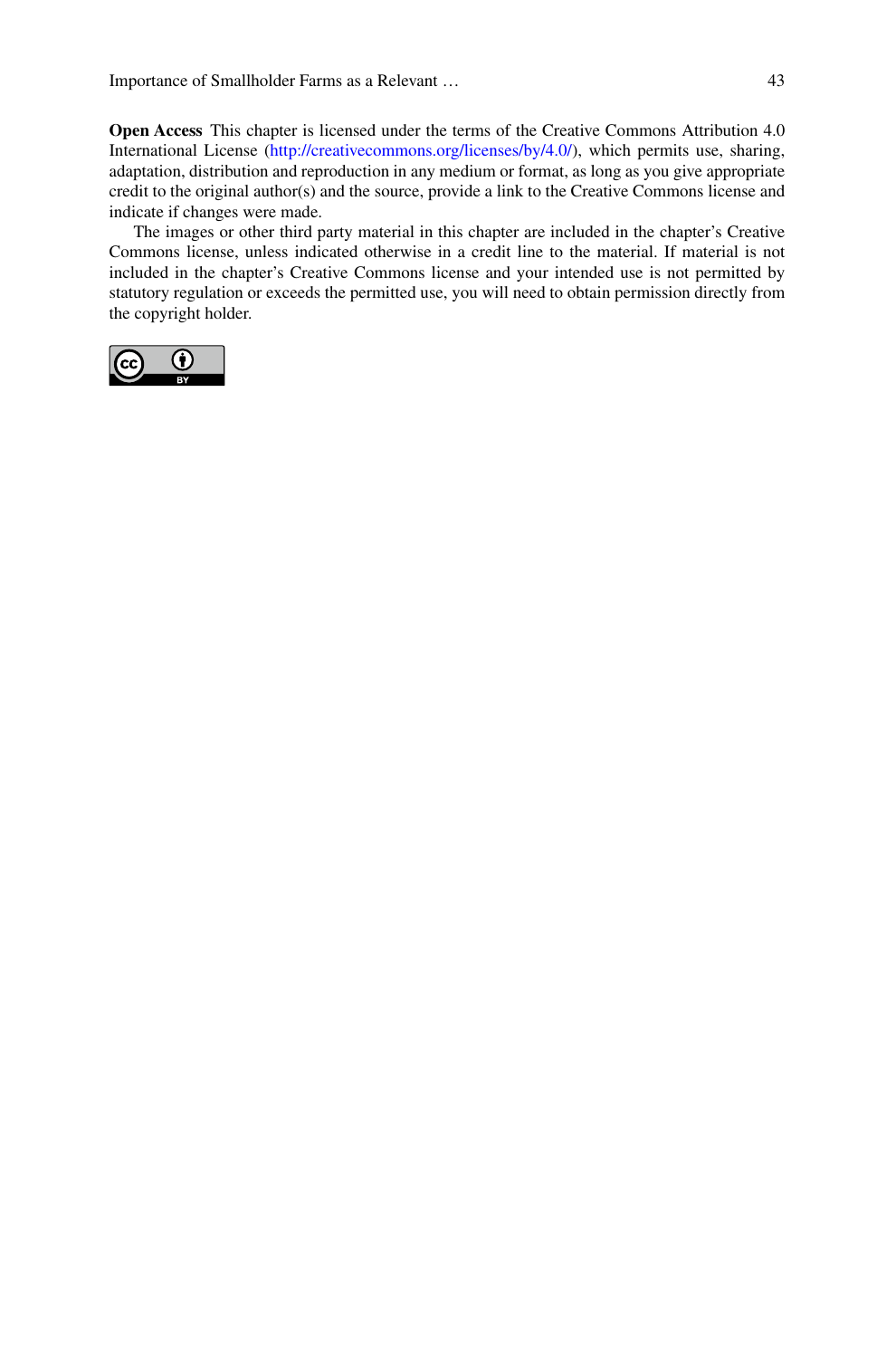**Open Access** This chapter is licensed under the terms of the Creative Commons Attribution 4.0 International License (http://creativecommons.org/licenses/by/4.0/), which permits use, sharing, adaptation, distribution and reproduction in any medium or format, as long as you give appropriate credit to the original author(s) and the source, provide a link to the Creative Commons license and indicate if changes were made.

The images or other third party material in this chapter are included in the chapter's Creative Commons license, unless indicated otherwise in a credit line to the material. If material is not included in the chapter's Creative Commons license and your intended use is not permitted by statutory regulation or exceeds the permitted use, you will need to obtain permission directly from the copyright holder.